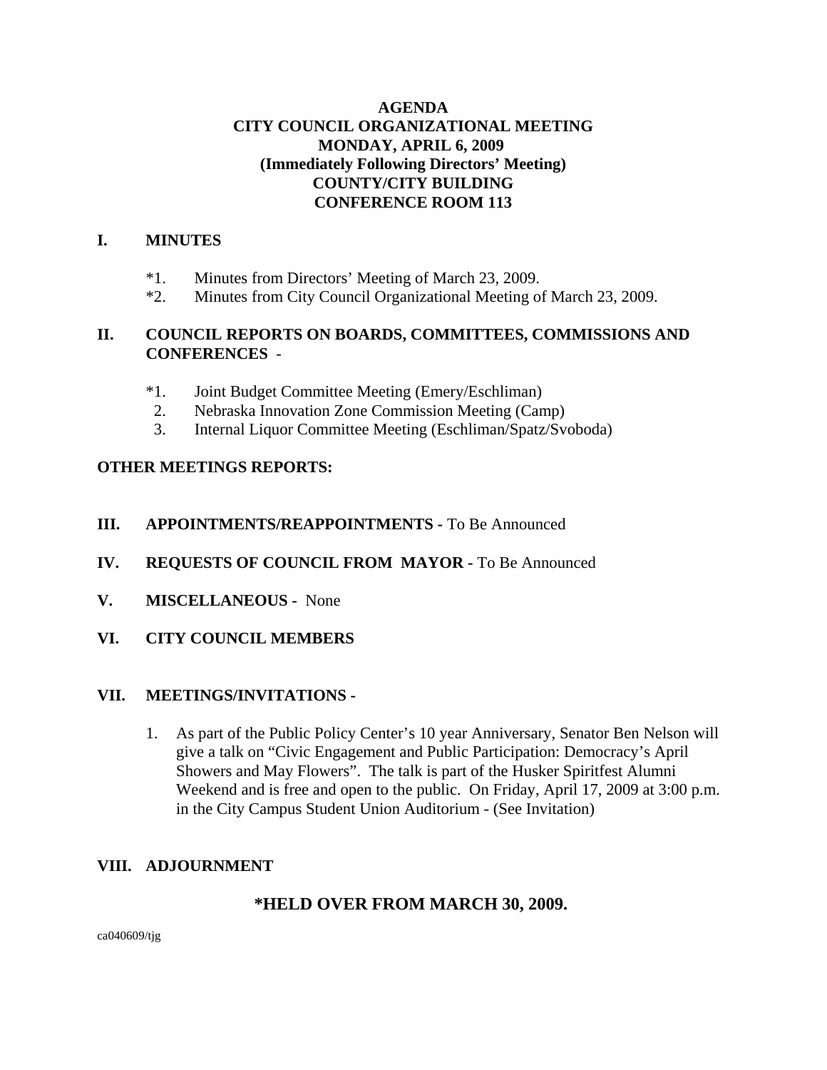# AGENDA
## CITY COUNCIL ORGANIZATIONAL MEETING
## MONDAY, APRIL 6, 2009
## (Immediately Following Directors' Meeting)
## COUNTY/CITY BUILDING
## CONFERENCE ROOM 113

## I. MINUTES

*1. Minutes from Directors' Meeting of March 23, 2009.
*2. Minutes from City Council Organizational Meeting of March 23, 2009.

## II. COUNCIL REPORTS ON BOARDS, COMMITTEES, COMMISSIONS AND CONFERENCES -

*1. Joint Budget Committee Meeting (Emery/Eschliman)
2. Nebraska Innovation Zone Commission Meeting (Camp)
3. Internal Liquor Committee Meeting (Eschliman/Spatz/Svoboda)

## OTHER MEETINGS REPORTS:

## III. APPOINTMENTS/REAPPOINTMENTS - To Be Announced

## IV. REQUESTS OF COUNCIL FROM MAYOR - To Be Announced

## V. MISCELLANEOUS - None

## VI. CITY COUNCIL MEMBERS

## VII. MEETINGS/INVITATIONS -

1. As part of the Public Policy Center's 10 year Anniversary, Senator Ben Nelson will give a talk on "Civic Engagement and Public Participation: Democracy's April Showers and May Flowers". The talk is part of the Husker Spiritfest Alumni Weekend and is free and open to the public. On Friday, April 17, 2009 at 3:00 p.m. in the City Campus Student Union Auditorium - (See Invitation)

## VIII. ADJOURNMENT

**\*HELD OVER FROM MARCH 30, 2009.**

ca040609/tjg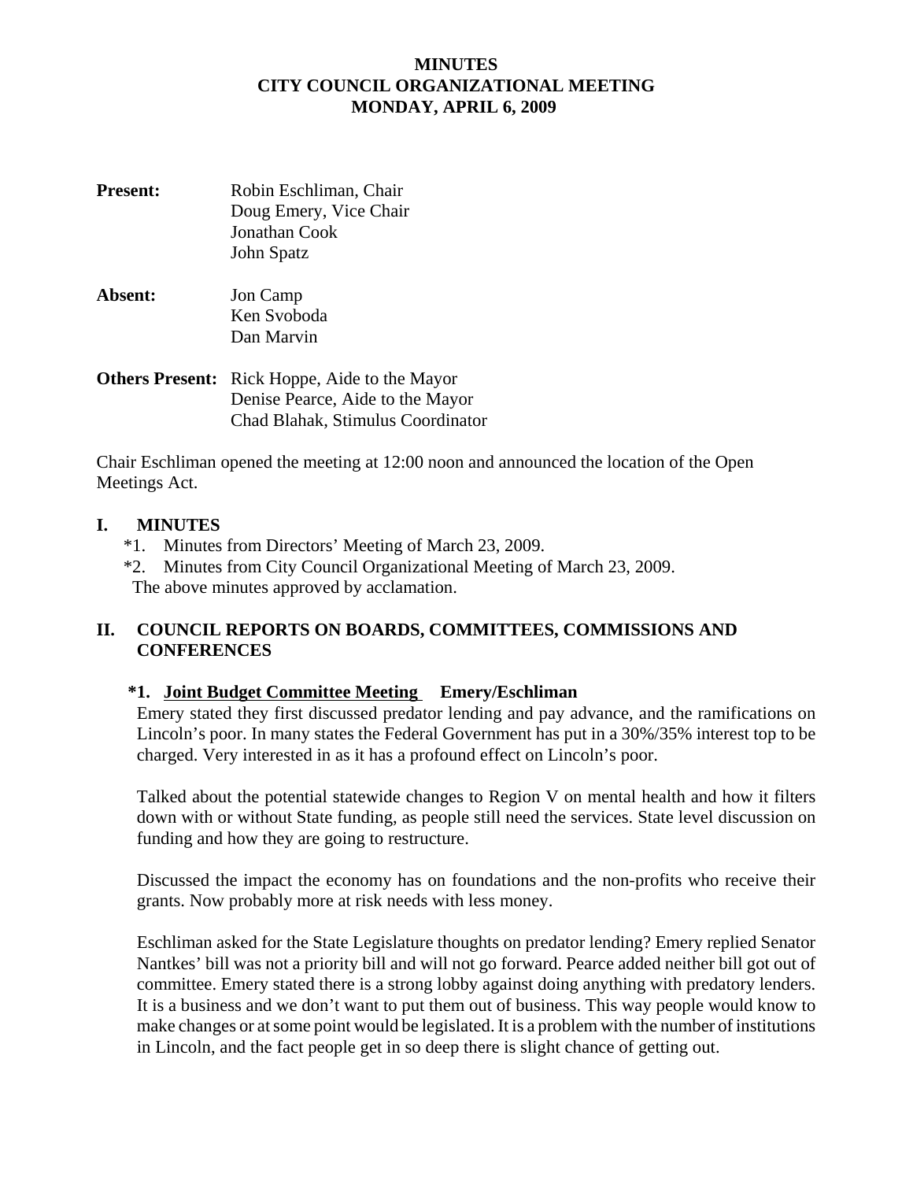# MINUTES
# CITY COUNCIL ORGANIZATIONAL MEETING
# MONDAY, APRIL 6, 2009

**Present:** Robin Eschliman, Chair
Doug Emery, Vice Chair
Jonathan Cook
John Spatz

**Absent:** Jon Camp
Ken Svoboda
Dan Marvin

**Others Present:** Rick Hoppe, Aide to the Mayor
Denise Pearce, Aide to the Mayor
Chad Blahak, Stimulus Coordinator

Chair Eschliman opened the meeting at 12:00 noon and announced the location of the Open Meetings Act.

## I. MINUTES

*1. Minutes from Directors' Meeting of March 23, 2009.
*2. Minutes from City Council Organizational Meeting of March 23, 2009.
The above minutes approved by acclamation.

## II. COUNCIL REPORTS ON BOARDS, COMMITTEES, COMMISSIONS AND CONFERENCES

**\*1. Joint Budget Committee Meeting  Emery/Eschliman**

Emery stated they first discussed predator lending and pay advance, and the ramifications on Lincoln's poor. In many states the Federal Government has put in a 30%/35% interest top to be charged. Very interested in as it has a profound effect on Lincoln's poor.

Talked about the potential statewide changes to Region V on mental health and how it filters down with or without State funding, as people still need the services. State level discussion on funding and how they are going to restructure.

Discussed the impact the economy has on foundations and the non-profits who receive their grants. Now probably more at risk needs with less money.

Eschliman asked for the State Legislature thoughts on predator lending? Emery replied Senator Nantkes' bill was not a priority bill and will not go forward. Pearce added neither bill got out of committee. Emery stated there is a strong lobby against doing anything with predatory lenders. It is a business and we don't want to put them out of business. This way people would know to make changes or at some point would be legislated. It is a problem with the number of institutions in Lincoln, and the fact people get in so deep there is slight chance of getting out.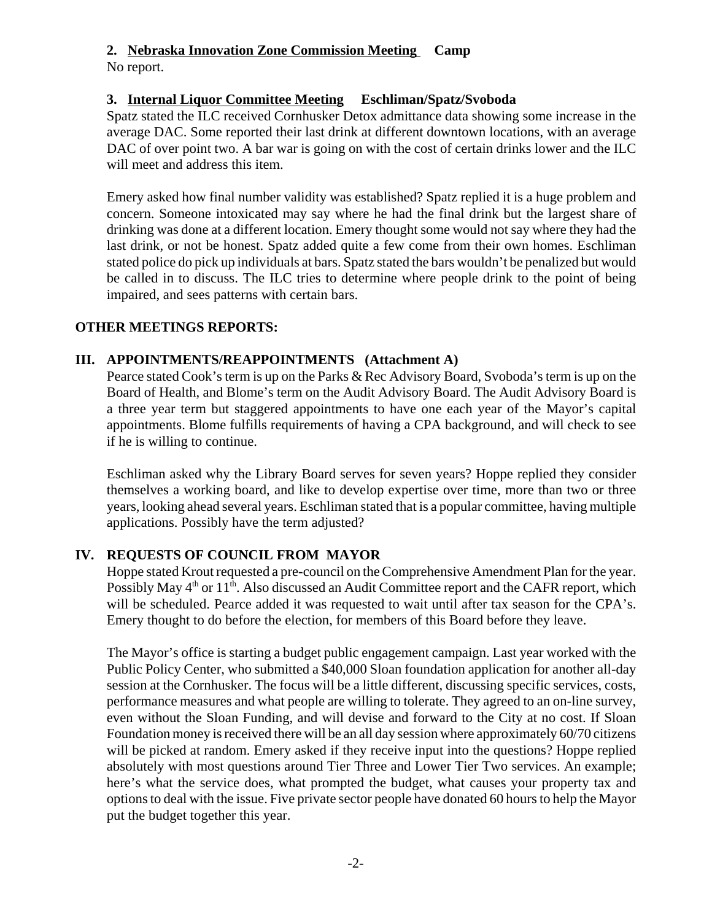### 2. <u>Nebraska Innovation Zone Commission Meeting</u> Camp

No report.

### 3. <u>Internal Liquor Committee Meeting</u> Eschliman/Spatz/Svoboda

Spatz stated the ILC received Cornhusker Detox admittance data showing some increase in the average DAC. Some reported their last drink at different downtown locations, with an average DAC of over point two. A bar war is going on with the cost of certain drinks lower and the ILC will meet and address this item.

Emery asked how final number validity was established? Spatz replied it is a huge problem and concern. Someone intoxicated may say where he had the final drink but the largest share of drinking was done at a different location. Emery thought some would not say where they had the last drink, or not be honest. Spatz added quite a few come from their own homes. Eschliman stated police do pick up individuals at bars. Spatz stated the bars wouldn't be penalized but would be called in to discuss. The ILC tries to determine where people drink to the point of being impaired, and sees patterns with certain bars.

## OTHER MEETINGS REPORTS:

## III. APPOINTMENTS/REAPPOINTMENTS (Attachment A)

Pearce stated Cook's term is up on the Parks & Rec Advisory Board, Svoboda's term is up on the Board of Health, and Blome's term on the Audit Advisory Board. The Audit Advisory Board is a three year term but staggered appointments to have one each year of the Mayor's capital appointments. Blome fulfills requirements of having a CPA background, and will check to see if he is willing to continue.

Eschliman asked why the Library Board serves for seven years? Hoppe replied they consider themselves a working board, and like to develop expertise over time, more than two or three years, looking ahead several years. Eschliman stated that is a popular committee, having multiple applications. Possibly have the term adjusted?

## IV. REQUESTS OF COUNCIL FROM MAYOR

Hoppe stated Krout requested a pre-council on the Comprehensive Amendment Plan for the year. Possibly May 4th or 11th. Also discussed an Audit Committee report and the CAFR report, which will be scheduled. Pearce added it was requested to wait until after tax season for the CPA's. Emery thought to do before the election, for members of this Board before they leave.

The Mayor's office is starting a budget public engagement campaign. Last year worked with the Public Policy Center, who submitted a $40,000 Sloan foundation application for another all-day session at the Cornhusker. The focus will be a little different, discussing specific services, costs, performance measures and what people are willing to tolerate. They agreed to an on-line survey, even without the Sloan Funding, and will devise and forward to the City at no cost. If Sloan Foundation money is received there will be an all day session where approximately 60/70 citizens will be picked at random. Emery asked if they receive input into the questions? Hoppe replied absolutely with most questions around Tier Three and Lower Tier Two services. An example; here's what the service does, what prompted the budget, what causes your property tax and options to deal with the issue. Five private sector people have donated 60 hours to help the Mayor put the budget together this year.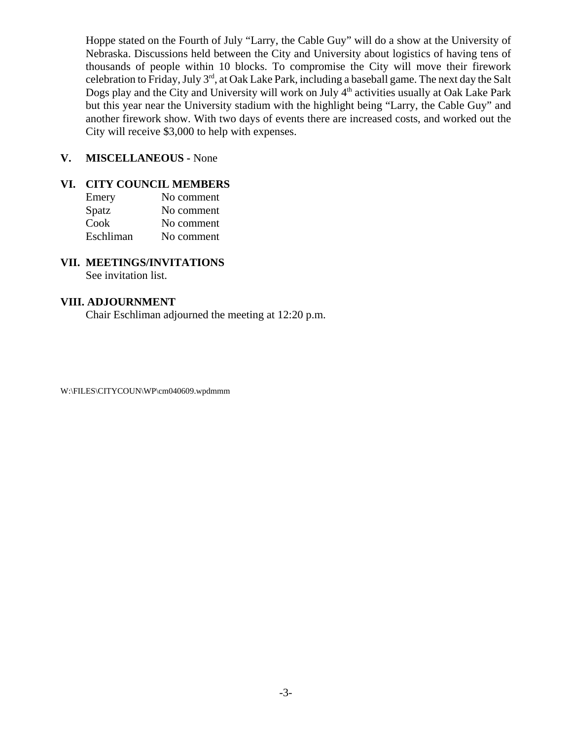Hoppe stated on the Fourth of July "Larry, the Cable Guy" will do a show at the University of Nebraska. Discussions held between the City and University about logistics of having tens of thousands of people within 10 blocks. To compromise the City will move their firework celebration to Friday, July 3rd, at Oak Lake Park, including a baseball game. The next day the Salt Dogs play and the City and University will work on July 4th activities usually at Oak Lake Park but this year near the University stadium with the highlight being "Larry, the Cable Guy" and another firework show. With two days of events there are increased costs, and worked out the City will receive $3,000 to help with expenses.

## V. MISCELLANEOUS - None

## VI. CITY COUNCIL MEMBERS

| | |
|---|---|
| Emery | No comment |
| Spatz | No comment |
| Cook | No comment |
| Eschliman | No comment |

## VII. MEETINGS/INVITATIONS

See invitation list.

## VIII. ADJOURNMENT

Chair Eschliman adjourned the meeting at 12:20 p.m.

W:\FILES\CITYCOUN\WP\cm040609.wpdmmm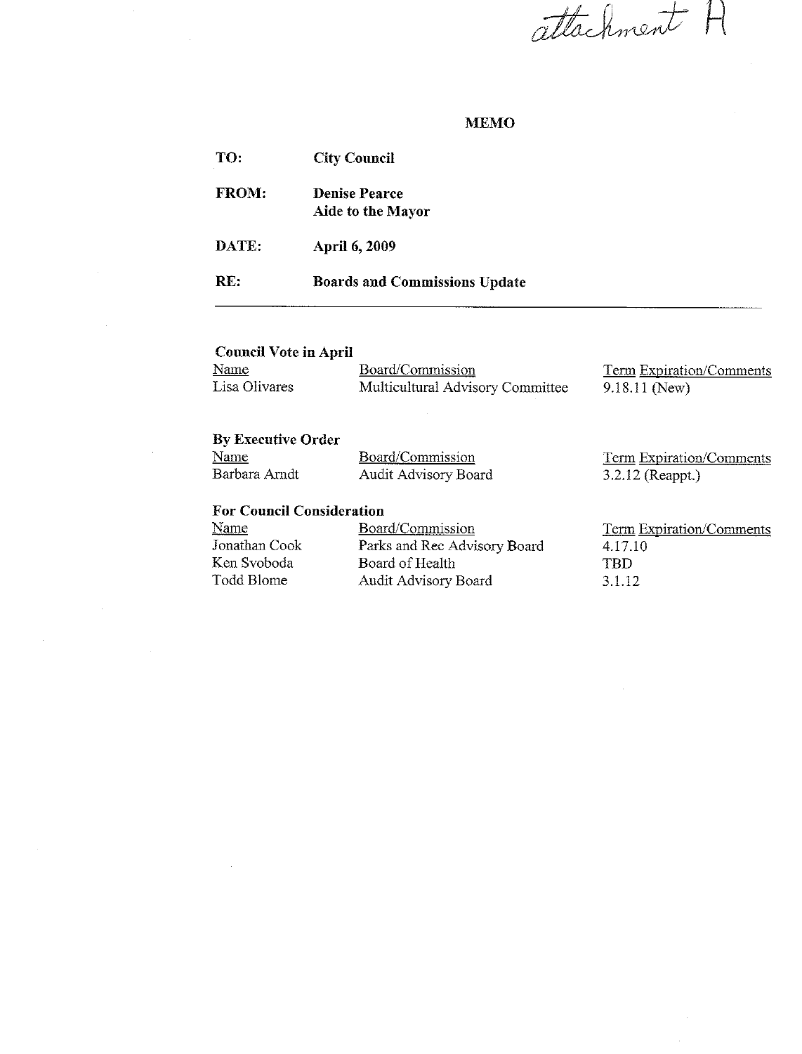attachment A

## MEMO

**TO:** City Council

**FROM:** Denise Pearce
Aide to the Mayor

**DATE:** April 6, 2009

**RE:** Boards and Commissions Update

---

**Council Vote in April**

| Name | Board/Commission | Term Expiration/Comments |
|---|---|---|
| Lisa Olivares | Multicultural Advisory Committee | 9.18.11 (New) |

**By Executive Order**

| Name | Board/Commission | Term Expiration/Comments |
|---|---|---|
| Barbara Arndt | Audit Advisory Board | 3.2.12 (Reappt.) |

**For Council Consideration**

| Name | Board/Commission | Term Expiration/Comments |
|---|---|---|
| Jonathan Cook | Parks and Rec Advisory Board | 4.17.10 |
| Ken Svoboda | Board of Health | TBD |
| Todd Blome | Audit Advisory Board | 3.1.12 |